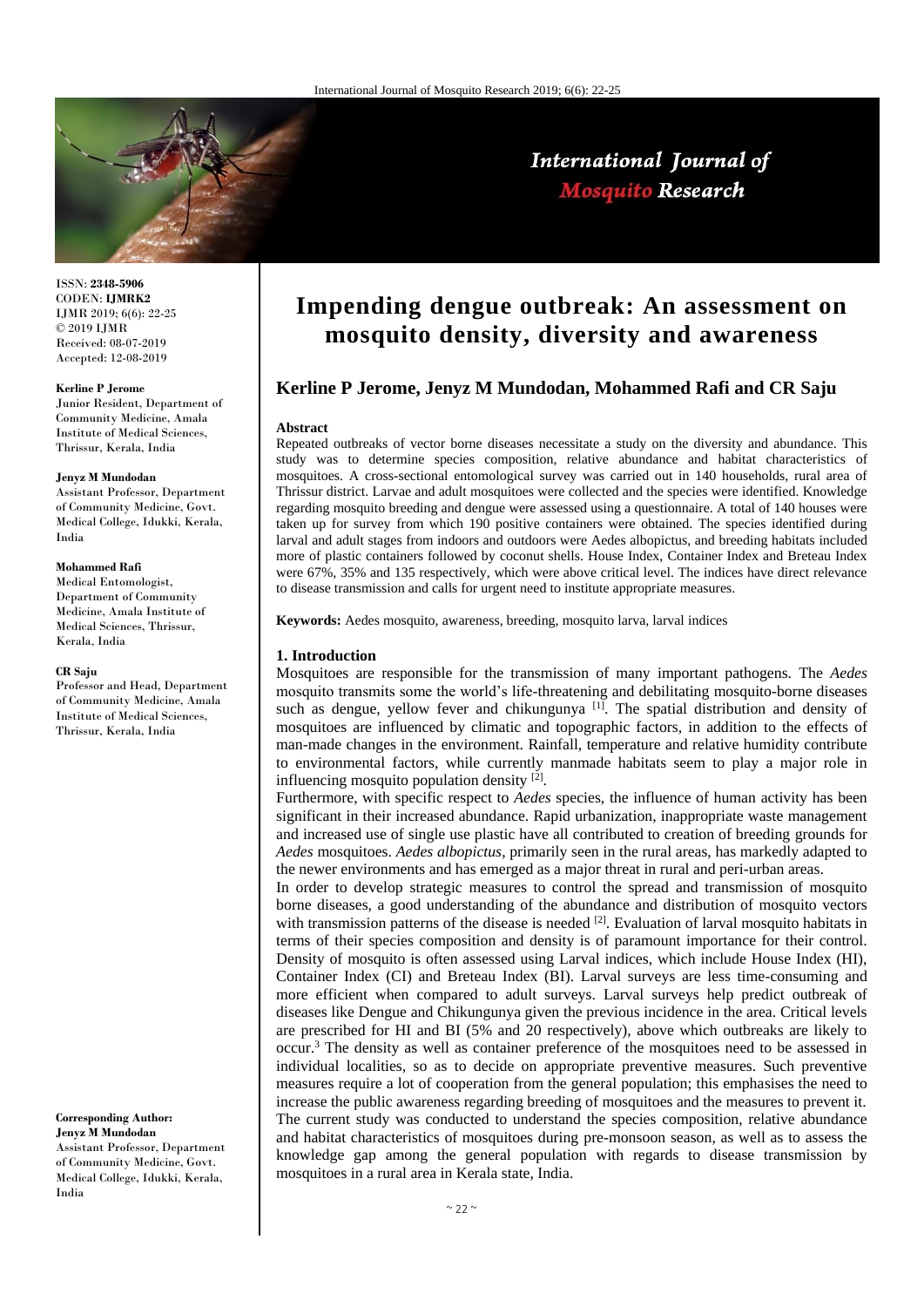ISSN: **2348-5906**
CODEN: **IJMRK2**
IJMR 2019; 6(6): 22-25
© 2019 IJMR
Received: 08-07-2019
Accepted: 12-08-2019

**Kerline P Jerome**
Junior Resident, Department of Community Medicine, Amala Institute of Medical Sciences, Thrissur, Kerala, India

**Jenyz M Mundodan**
Assistant Professor, Department of Community Medicine, Govt. Medical College, Idukki, Kerala, India

**Mohammed Rafi**
Medical Entomologist, Department of Community Medicine, Amala Institute of Medical Sciences, Thrissur, Kerala, India

**CR Saju**
Professor and Head, Department of Community Medicine, Amala Institute of Medical Sciences, Thrissur, Kerala, India

**Corresponding Author:**
**Jenyz M Mundodan**
Assistant Professor, Department of Community Medicine, Govt. Medical College, Idukki, Kerala, India

# Impending dengue outbreak: An assessment on mosquito density, diversity and awareness

**Kerline P Jerome, Jenyz M Mundodan, Mohammed Rafi and CR Saju**

**Abstract**

Repeated outbreaks of vector borne diseases necessitate a study on the diversity and abundance. This study was to determine species composition, relative abundance and habitat characteristics of mosquitoes. A cross-sectional entomological survey was carried out in 140 households, rural area of Thrissur district. Larvae and adult mosquitoes were collected and the species were identified. Knowledge regarding mosquito breeding and dengue were assessed using a questionnaire. A total of 140 houses were taken up for survey from which 190 positive containers were obtained. The species identified during larval and adult stages from indoors and outdoors were Aedes albopictus, and breeding habitats included more of plastic containers followed by coconut shells. House Index, Container Index and Breteau Index were 67%, 35% and 135 respectively, which were above critical level. The indices have direct relevance to disease transmission and calls for urgent need to institute appropriate measures.

**Keywords:** Aedes mosquito, awareness, breeding, mosquito larva, larval indices

## 1. Introduction

Mosquitoes are responsible for the transmission of many important pathogens. The *Aedes* mosquito transmits some the world's life-threatening and debilitating mosquito-borne diseases such as dengue, yellow fever and chikungunya [1]. The spatial distribution and density of mosquitoes are influenced by climatic and topographic factors, in addition to the effects of man-made changes in the environment. Rainfall, temperature and relative humidity contribute to environmental factors, while currently manmade habitats seem to play a major role in influencing mosquito population density [2].

Furthermore, with specific respect to *Aedes* species, the influence of human activity has been significant in their increased abundance. Rapid urbanization, inappropriate waste management and increased use of single use plastic have all contributed to creation of breeding grounds for *Aedes* mosquitoes. *Aedes albopictus*, primarily seen in the rural areas, has markedly adapted to the newer environments and has emerged as a major threat in rural and peri-urban areas.

In order to develop strategic measures to control the spread and transmission of mosquito borne diseases, a good understanding of the abundance and distribution of mosquito vectors with transmission patterns of the disease is needed [2]. Evaluation of larval mosquito habitats in terms of their species composition and density is of paramount importance for their control. Density of mosquito is often assessed using Larval indices, which include House Index (HI), Container Index (CI) and Breteau Index (BI). Larval surveys are less time-consuming and more efficient when compared to adult surveys. Larval surveys help predict outbreak of diseases like Dengue and Chikungunya given the previous incidence in the area. Critical levels are prescribed for HI and BI (5% and 20 respectively), above which outbreaks are likely to occur.[3] The density as well as container preference of the mosquitoes need to be assessed in individual localities, so as to decide on appropriate preventive measures. Such preventive measures require a lot of cooperation from the general population; this emphasises the need to increase the public awareness regarding breeding of mosquitoes and the measures to prevent it. The current study was conducted to understand the species composition, relative abundance and habitat characteristics of mosquitoes during pre-monsoon season, as well as to assess the knowledge gap among the general population with regards to disease transmission by mosquitoes in a rural area in Kerala state, India.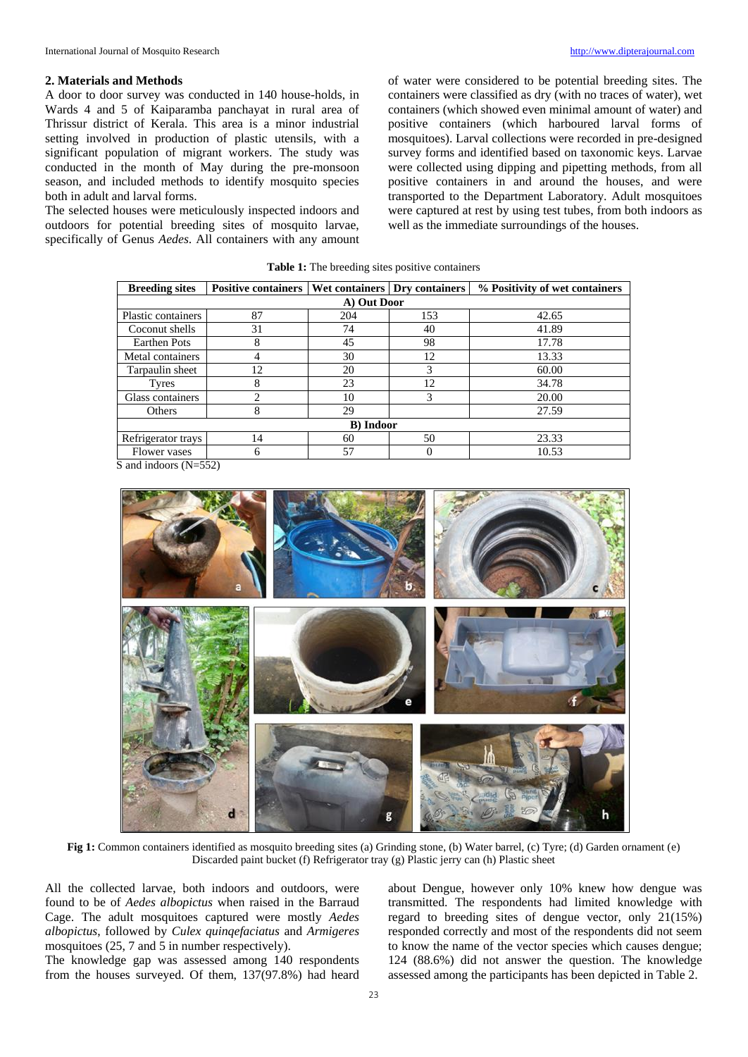## 2. Materials and Methods

A door to door survey was conducted in 140 house-holds, in Wards 4 and 5 of Kaiparamba panchayat in rural area of Thrissur district of Kerala. This area is a minor industrial setting involved in production of plastic utensils, with a significant population of migrant workers. The study was conducted in the month of May during the pre-monsoon season, and included methods to identify mosquito species both in adult and larval forms.

The selected houses were meticulously inspected indoors and outdoors for potential breeding sites of mosquito larvae, specifically of Genus *Aedes*. All containers with any amount of water were considered to be potential breeding sites. The containers were classified as dry (with no traces of water), wet containers (which showed even minimal amount of water) and positive containers (which harboured larval forms of mosquitoes). Larval collections were recorded in pre-designed survey forms and identified based on taxonomic keys. Larvae were collected using dipping and pipetting methods, from all positive containers in and around the houses, and were transported to the Department Laboratory. Adult mosquitoes were captured at rest by using test tubes, from both indoors as well as the immediate surroundings of the houses.

**Table 1:** The breeding sites positive containers

| Breeding sites | Positive containers | Wet containers | Dry containers | % Positivity of wet containers |
|---|---|---|---|---|
| **A) Out Door** | | | | |
| Plastic containers | 87 | 204 | 153 | 42.65 |
| Coconut shells | 31 | 74 | 40 | 41.89 |
| Earthen Pots | 8 | 45 | 98 | 17.78 |
| Metal containers | 4 | 30 | 12 | 13.33 |
| Tarpaulin sheet | 12 | 20 | 3 | 60.00 |
| Tyres | 8 | 23 | 12 | 34.78 |
| Glass containers | 2 | 10 | 3 | 20.00 |
| Others | 8 | 29 | | 27.59 |
| **B) Indoor** | | | | |
| Refrigerator trays | 14 | 60 | 50 | 23.33 |
| Flower vases | 6 | 57 | 0 | 10.53 |

S and indoors (N=552)

**Fig 1:** Common containers identified as mosquito breeding sites (a) Grinding stone, (b) Water barrel, (c) Tyre; (d) Garden ornament (e) Discarded paint bucket (f) Refrigerator tray (g) Plastic jerry can (h) Plastic sheet

All the collected larvae, both indoors and outdoors, were found to be of *Aedes albopictus* when raised in the Barraud Cage. The adult mosquitoes captured were mostly *Aedes albopictus*, followed by *Culex quinqefaciatus* and *Armigeres* mosquitoes (25, 7 and 5 in number respectively).

The knowledge gap was assessed among 140 respondents from the houses surveyed. Of them, 137(97.8%) had heard about Dengue, however only 10% knew how dengue was transmitted. The respondents had limited knowledge with regard to breeding sites of dengue vector, only 21(15%) responded correctly and most of the respondents did not seem to know the name of the vector species which causes dengue; 124 (88.6%) did not answer the question. The knowledge assessed among the participants has been depicted in Table 2.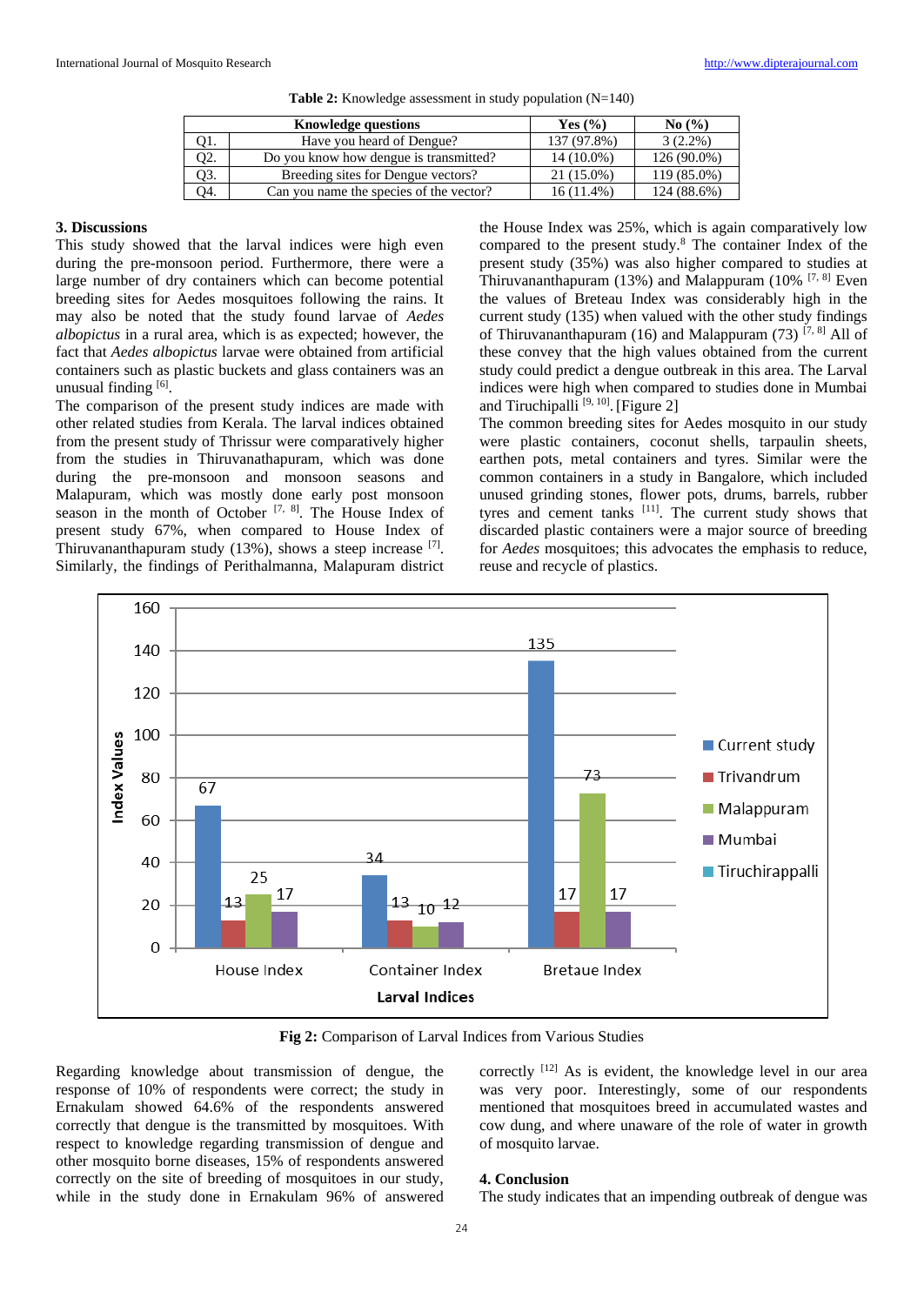**Table 2:** Knowledge assessment in study population (N=140)

| | Knowledge questions | Yes (%) | No (%) |
|---|---|---|---|
| Q1. | Have you heard of Dengue? | 137 (97.8%) | 3 (2.2%) |
| Q2. | Do you know how dengue is transmitted? | 14 (10.0%) | 126 (90.0%) |
| Q3. | Breeding sites for Dengue vectors? | 21 (15.0%) | 119 (85.0%) |
| Q4. | Can you name the species of the vector? | 16 (11.4%) | 124 (88.6%) |

## 3. Discussions

This study showed that the larval indices were high even during the pre-monsoon period. Furthermore, there were a large number of dry containers which can become potential breeding sites for Aedes mosquitoes following the rains. It may also be noted that the study found larvae of *Aedes albopictus* in a rural area, which is as expected; however, the fact that *Aedes albopictus* larvae were obtained from artificial containers such as plastic buckets and glass containers was an unusual finding [6].

The comparison of the present study indices are made with other related studies from Kerala. The larval indices obtained from the present study of Thrissur were comparatively higher from the studies in Thiruvanathapuram, which was done during the pre-monsoon and monsoon seasons and Malapuram, which was mostly done early post monsoon season in the month of October [7, 8]. The House Index of present study 67%, when compared to House Index of Thiruvananthapuram study (13%), shows a steep increase [7]. Similarly, the findings of Perithalmanna, Malapuram district the House Index was 25%, which is again comparatively low compared to the present study.[8] The container Index of the present study (35%) was also higher compared to studies at Thiruvananthapuram (13%) and Malappuram (10% [7, 8] Even the values of Breteau Index was considerably high in the current study (135) when valued with the other study findings of Thiruvananthapuram (16) and Malappuram (73) [7, 8] All of these convey that the high values obtained from the current study could predict a dengue outbreak in this area. The Larval indices were high when compared to studies done in Mumbai and Tiruchipalli [9, 10]. [Figure 2]

The common breeding sites for Aedes mosquito in our study were plastic containers, coconut shells, tarpaulin sheets, earthen pots, metal containers and tyres. Similar were the common containers in a study in Bangalore, which included unused grinding stones, flower pots, drums, barrels, rubber tyres and cement tanks [11]. The current study shows that discarded plastic containers were a major source of breeding for *Aedes* mosquitoes; this advocates the emphasis to reduce, reuse and recycle of plastics.

**Fig 2:** Comparison of Larval Indices from Various Studies

Regarding knowledge about transmission of dengue, the response of 10% of respondents were correct; the study in Ernakulam showed 64.6% of the respondents answered correctly that dengue is the transmitted by mosquitoes. With respect to knowledge regarding transmission of dengue and other mosquito borne diseases, 15% of respondents answered correctly on the site of breeding of mosquitoes in our study, while in the study done in Ernakulam 96% of answered correctly [12] As is evident, the knowledge level in our area was very poor. Interestingly, some of our respondents mentioned that mosquitoes breed in accumulated wastes and cow dung, and where unaware of the role of water in growth of mosquito larvae.

## 4. Conclusion

The study indicates that an impending outbreak of dengue was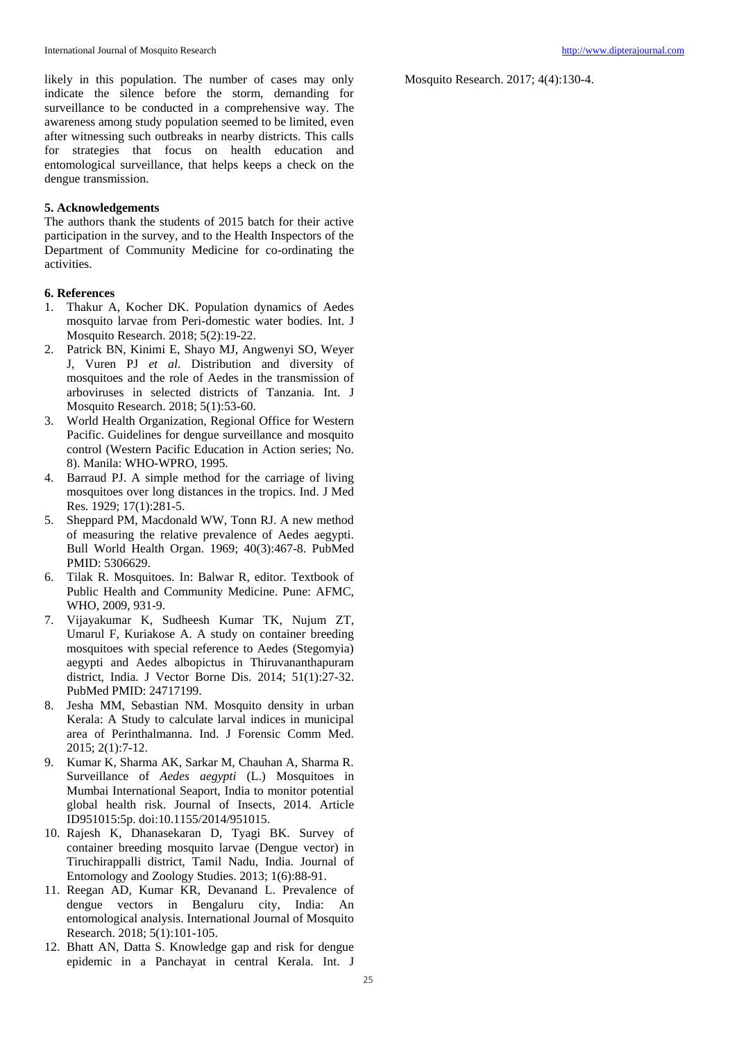likely in this population. The number of cases may only indicate the silence before the storm, demanding for surveillance to be conducted in a comprehensive way. The awareness among study population seemed to be limited, even after witnessing such outbreaks in nearby districts. This calls for strategies that focus on health education and entomological surveillance, that helps keeps a check on the dengue transmission.

## 5. Acknowledgements

The authors thank the students of 2015 batch for their active participation in the survey, and to the Health Inspectors of the Department of Community Medicine for co-ordinating the activities.

## 6. References

1. Thakur A, Kocher DK. Population dynamics of Aedes mosquito larvae from Peri-domestic water bodies. Int. J Mosquito Research. 2018; 5(2):19-22.
2. Patrick BN, Kinimi E, Shayo MJ, Angwenyi SO, Weyer J, Vuren PJ *et al*. Distribution and diversity of mosquitoes and the role of Aedes in the transmission of arboviruses in selected districts of Tanzania. Int. J Mosquito Research. 2018; 5(1):53-60.
3. World Health Organization, Regional Office for Western Pacific. Guidelines for dengue surveillance and mosquito control (Western Pacific Education in Action series; No. 8). Manila: WHO-WPRO, 1995.
4. Barraud PJ. A simple method for the carriage of living mosquitoes over long distances in the tropics. Ind. J Med Res. 1929; 17(1):281-5.
5. Sheppard PM, Macdonald WW, Tonn RJ. A new method of measuring the relative prevalence of Aedes aegypti. Bull World Health Organ. 1969; 40(3):467-8. PubMed PMID: 5306629.
6. Tilak R. Mosquitoes. In: Balwar R, editor. Textbook of Public Health and Community Medicine. Pune: AFMC, WHO, 2009, 931-9.
7. Vijayakumar K, Sudheesh Kumar TK, Nujum ZT, Umarul F, Kuriakose A. A study on container breeding mosquitoes with special reference to Aedes (Stegomyia) aegypti and Aedes albopictus in Thiruvananthapuram district, India. J Vector Borne Dis. 2014; 51(1):27-32. PubMed PMID: 24717199.
8. Jesha MM, Sebastian NM. Mosquito density in urban Kerala: A Study to calculate larval indices in municipal area of Perinthalmanna. Ind. J Forensic Comm Med. 2015; 2(1):7-12.
9. Kumar K, Sharma AK, Sarkar M, Chauhan A, Sharma R. Surveillance of *Aedes aegypti* (L.) Mosquitoes in Mumbai International Seaport, India to monitor potential global health risk. Journal of Insects, 2014. Article ID951015:5p. doi:10.1155/2014/951015.
10. Rajesh K, Dhanasekaran D, Tyagi BK. Survey of container breeding mosquito larvae (Dengue vector) in Tiruchirappalli district, Tamil Nadu, India. Journal of Entomology and Zoology Studies. 2013; 1(6):88-91.
11. Reegan AD, Kumar KR, Devanand L. Prevalence of dengue vectors in Bengaluru city, India: An entomological analysis. International Journal of Mosquito Research. 2018; 5(1):101-105.
12. Bhatt AN, Datta S. Knowledge gap and risk for dengue epidemic in a Panchayat in central Kerala. Int. J Mosquito Research. 2017; 4(4):130-4.